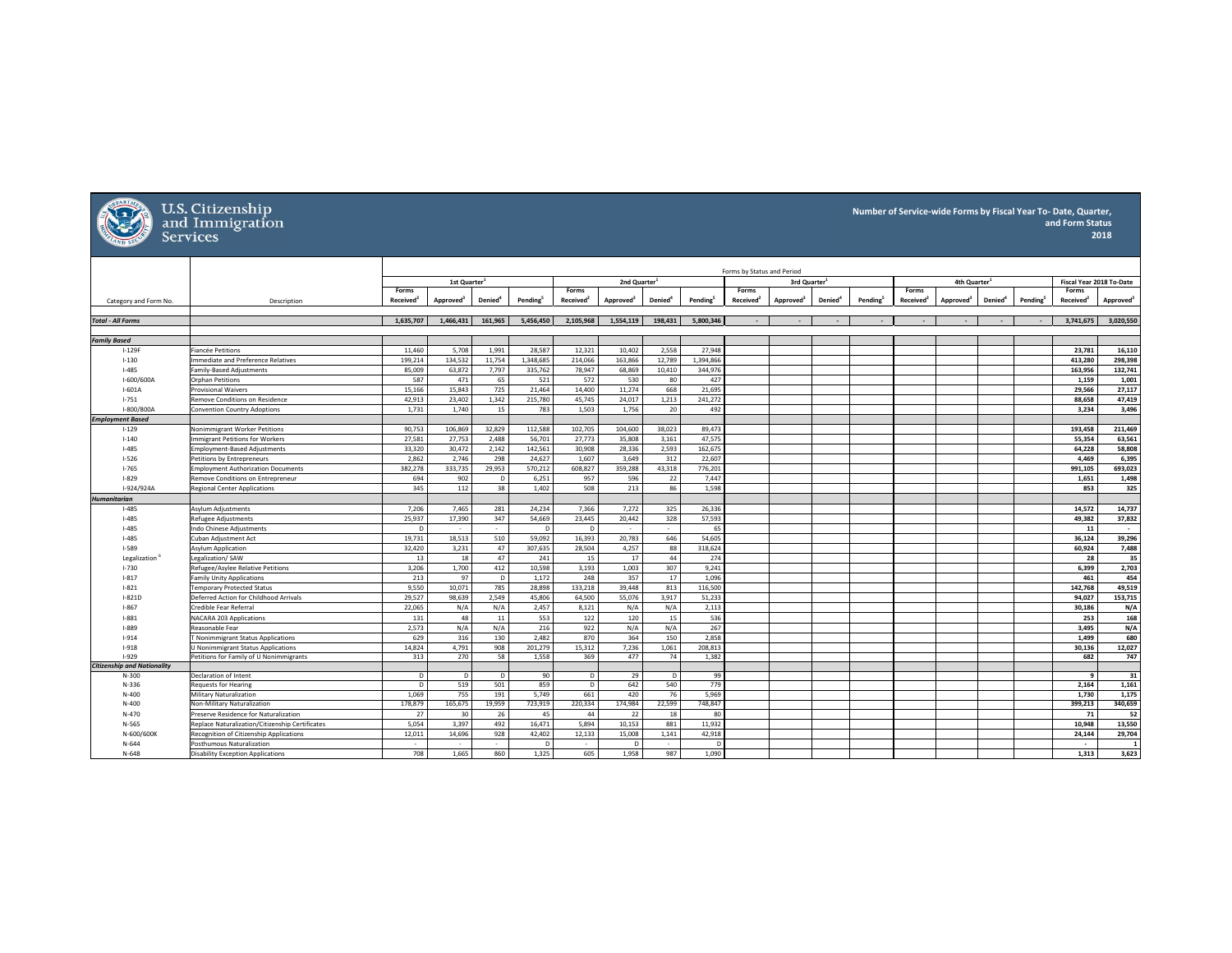# U.S. Citizenship and Immigration Services

**Number of Service-wide Forms by Fiscal Year To- Date, Quarter, and Form Status 2018**

| | | Forms by Status and Period | | | | | | | | | | | | | | | | | |
|---|---|---|---|---|---|---|---|---|---|---|---|---|---|---|---|---|---|---|---|
| | | 1st Quarter[1] | | | | 2nd Quarter[1] | | | | 3rd Quarter[1] | | | | 4th Quarter[1] | | | | Fiscal Year 2018 To-Date | |
| Category and Form No. | Description | Forms Received[2] | Approved[3] | Denied[4] | Pending[5] | Forms Received[2] | Approved[3] | Denied[4] | Pending[5] | Forms Received[2] | Approved[3] | Denied[4] | Pending[5] | Forms Received[2] | Approved[3] | Denied[4] | Pending[5] | Forms Received[2] | Approved[3] |
| ***Total - All Forms*** | | 1,635,707 | 1,466,431 | 161,965 | 5,456,450 | 2,105,968 | 1,554,119 | 198,431 | 5,800,346 | - | - | - | - | - | - | - | - | 3,741,675 | 3,020,550 |
| ***Family Based*** | | | | | | | | | | | | | | | | | | | |
| I-129F | Fiancée Petitions | 11,460 | 5,708 | 1,991 | 28,587 | 12,321 | 10,402 | 2,558 | 27,948 | | | | | | | | | 23,781 | 16,110 |
| I-130 | Immediate and Preference Relatives | 199,214 | 134,532 | 11,754 | 1,348,685 | 214,066 | 163,866 | 12,789 | 1,394,866 | | | | | | | | | 413,280 | 298,398 |
| I-485 | Family-Based Adjustments | 85,009 | 63,872 | 7,797 | 335,762 | 78,947 | 68,869 | 10,410 | 344,976 | | | | | | | | | 163,956 | 132,741 |
| I-600/600A | Orphan Petitions | 587 | 471 | 65 | 521 | 572 | 530 | 80 | 427 | | | | | | | | | 1,159 | 1,001 |
| I-601A | Provisional Waivers | 15,166 | 15,843 | 725 | 21,464 | 14,400 | 11,274 | 668 | 21,695 | | | | | | | | | 29,566 | 27,117 |
| I-751 | Remove Conditions on Residence | 42,913 | 23,402 | 1,342 | 215,780 | 45,745 | 24,017 | 1,213 | 241,272 | | | | | | | | | 88,658 | 47,419 |
| I-800/800A | Convention Country Adoptions | 1,731 | 1,740 | 15 | 783 | 1,503 | 1,756 | 20 | 492 | | | | | | | | | 3,234 | 3,496 |
| ***Employment Based*** | | | | | | | | | | | | | | | | | | | |
| I-129 | Nonimmigrant Worker Petitions | 90,753 | 106,869 | 32,829 | 112,588 | 102,705 | 104,600 | 38,023 | 89,473 | | | | | | | | | 193,458 | 211,469 |
| I-140 | Immigrant Petitions for Workers | 27,581 | 27,753 | 2,488 | 56,701 | 27,773 | 35,808 | 3,161 | 47,575 | | | | | | | | | 55,354 | 63,561 |
| I-485 | Employment-Based Adjustments | 33,320 | 30,472 | 2,142 | 142,561 | 30,908 | 28,336 | 2,593 | 162,675 | | | | | | | | | 64,228 | 58,808 |
| I-526 | Petitions by Entrepreneurs | 2,862 | 2,746 | 298 | 24,627 | 1,607 | 3,649 | 312 | 22,607 | | | | | | | | | 4,469 | 6,395 |
| I-765 | Employment Authorization Documents | 382,278 | 333,735 | 29,953 | 570,212 | 608,827 | 359,288 | 43,318 | 776,201 | | | | | | | | | 991,105 | 693,023 |
| I-829 | Remove Conditions on Entrepreneur | 694 | 902 | D | 6,251 | 957 | 596 | 22 | 7,447 | | | | | | | | | 1,651 | 1,498 |
| I-924/924A | Regional Center Applications | 345 | 112 | 38 | 1,402 | 508 | 213 | 86 | 1,598 | | | | | | | | | 853 | 325 |
| ***Humanitarian*** | | | | | | | | | | | | | | | | | | | |
| I-485 | Asylum Adjustments | 7,206 | 7,465 | 281 | 24,234 | 7,366 | 7,272 | 325 | 26,336 | | | | | | | | | 14,572 | 14,737 |
| I-485 | Refugee Adjustments | 25,937 | 17,390 | 347 | 54,669 | 23,445 | 20,442 | 328 | 57,593 | | | | | | | | | 49,382 | 37,832 |
| I-485 | Indo Chinese Adjustments | D | - | - | D | D | - | - | 65 | | | | | | | | | 11 | - |
| I-485 | Cuban Adjustment Act | 19,731 | 18,513 | 510 | 59,092 | 16,393 | 20,783 | 646 | 54,605 | | | | | | | | | 36,124 | 39,296 |
| I-589 | Asylum Application | 32,420 | 3,231 | 47 | 307,635 | 28,504 | 4,257 | 88 | 318,624 | | | | | | | | | 60,924 | 7,488 |
| Legalization[6] | Legalization/ SAW | 13 | 18 | 47 | 241 | 15 | 17 | 44 | 274 | | | | | | | | | 28 | 35 |
| I-730 | Refugee/Asylee Relative Petitions | 3,206 | 1,700 | 412 | 10,598 | 3,193 | 1,003 | 307 | 9,241 | | | | | | | | | 6,399 | 2,703 |
| I-817 | Family Unity Applications | 213 | 97 | D | 1,172 | 248 | 357 | 17 | 1,096 | | | | | | | | | 461 | 454 |
| I-821 | Temporary Protected Status | 9,550 | 10,071 | 785 | 28,898 | 133,218 | 39,448 | 813 | 116,500 | | | | | | | | | 142,768 | 49,519 |
| I-821D | Deferred Action for Childhood Arrivals | 29,527 | 98,639 | 2,549 | 45,806 | 64,500 | 55,076 | 3,917 | 51,233 | | | | | | | | | 94,027 | 153,715 |
| I-867 | Credible Fear Referral | 22,065 | N/A | N/A | 2,457 | 8,121 | N/A | N/A | 2,113 | | | | | | | | | 30,186 | N/A |
| I-881 | NACARA 203 Applications | 131 | 48 | 11 | 553 | 122 | 120 | 15 | 536 | | | | | | | | | 253 | 168 |
| I-889 | Reasonable Fear | 2,573 | N/A | N/A | 216 | 922 | N/A | N/A | 267 | | | | | | | | | 3,495 | N/A |
| I-914 | T Nonimmigrant Status Applications | 629 | 316 | 130 | 2,482 | 870 | 364 | 150 | 2,858 | | | | | | | | | 1,499 | 680 |
| I-918 | U Nonimmigrant Status Applications | 14,824 | 4,791 | 908 | 201,279 | 15,312 | 7,236 | 1,061 | 208,813 | | | | | | | | | 30,136 | 12,027 |
| I-929 | Petitions for Family of U Nonimmigrants | 313 | 270 | 58 | 1,558 | 369 | 477 | 74 | 1,382 | | | | | | | | | 682 | 747 |
| ***Citizenship and Nationality*** | | | | | | | | | | | | | | | | | | | |
| N-300 | Declaration of Intent | D | D | D | 90 | D | 29 | D | 99 | | | | | | | | | 9 | 31 |
| N-336 | Requests for Hearing | D | 519 | 501 | 859 | D | 642 | 540 | 779 | | | | | | | | | 2,164 | 1,161 |
| N-400 | Military Naturalization | 1,069 | 755 | 191 | 5,749 | 661 | 420 | 76 | 5,969 | | | | | | | | | 1,730 | 1,175 |
| N-400 | Non-Military Naturalization | 178,879 | 165,675 | 19,959 | 723,919 | 220,334 | 174,984 | 22,599 | 748,847 | | | | | | | | | 399,213 | 340,659 |
| N-470 | Preserve Residence for Naturalization | 27 | 30 | 26 | 45 | 44 | 22 | 18 | 80 | | | | | | | | | 71 | 52 |
| N-565 | Replace Naturalization/Citizenship Certificates | 5,054 | 3,397 | 492 | 16,471 | 5,894 | 10,153 | 881 | 11,932 | | | | | | | | | 10,948 | 13,550 |
| N-600/600K | Recognition of Citizenship Applications | 12,011 | 14,696 | 928 | 42,402 | 12,133 | 15,008 | 1,141 | 42,918 | | | | | | | | | 24,144 | 29,704 |
| N-644 | Posthumous Naturalization | - | - | - | D | - | D | - | D | | | | | | | | | - | 1 |
| N-648 | Disability Exception Applications | 708 | 1,665 | 860 | 1,325 | 605 | 1,958 | 987 | 1,090 | | | | | | | | | 1,313 | 3,623 |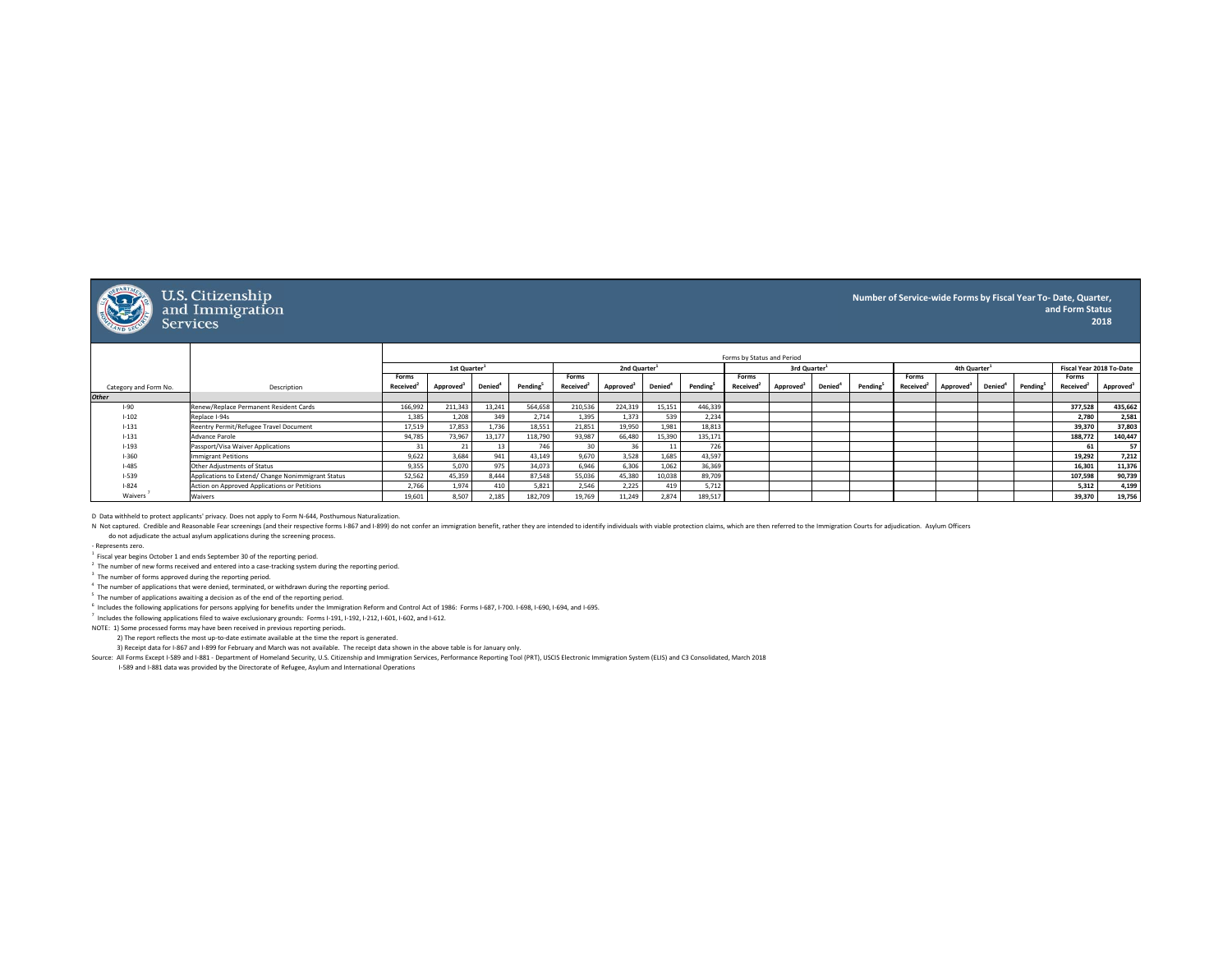U.S. Citizenship and Immigration Services

**Number of Service-wide Forms by Fiscal Year To- Date, Quarter, and Form Status 2018**

| | | Forms by Status and Period | | | | | | | | | | | | | | | | | |
|---|---|---|---|---|---|---|---|---|---|---|---|---|---|---|---|---|---|---|---|
| | | 1st Quarter[1] | | | | 2nd Quarter[1] | | | | 3rd Quarter[1] | | | | 4th Quarter[1] | | | | Fiscal Year 2018 To-Date | |
| Category and Form No. | Description | Forms Received[2] | Approved[3] | Denied[4] | Pending[5] | Forms Received[2] | Approved[3] | Denied[4] | Pending[5] | Forms Received[2] | Approved[3] | Denied[4] | Pending[5] | Forms Received[2] | Approved[3] | Denied[4] | Pending[5] | Forms Received[2] | Approved[3] |
| ***Other*** | | | | | | | | | | | | | | | | | | | |
| I-90 | Renew/Replace Permanent Resident Cards | 166,992 | 211,343 | 13,241 | 564,658 | 210,536 | 224,319 | 15,151 | 446,339 | | | | | | | | | **377,528** | **435,662** |
| I-102 | Replace I-94s | 1,385 | 1,208 | 349 | 2,714 | 1,395 | 1,373 | 539 | 2,234 | | | | | | | | | **2,780** | **2,581** |
| I-131 | Reentry Permit/Refugee Travel Document | 17,519 | 17,853 | 1,736 | 18,551 | 21,851 | 19,950 | 1,981 | 18,813 | | | | | | | | | **39,370** | **37,803** |
| I-131 | Advance Parole | 94,785 | 73,967 | 13,177 | 118,790 | 93,987 | 66,480 | 15,390 | 135,171 | | | | | | | | | **188,772** | **140,447** |
| I-193 | Passport/Visa Waiver Applications | 31 | 21 | 13 | 746 | 30 | 36 | 11 | 726 | | | | | | | | | **61** | **57** |
| I-360 | Immigrant Petitions | 9,622 | 3,684 | 941 | 43,149 | 9,670 | 3,528 | 1,685 | 43,597 | | | | | | | | | **19,292** | **7,212** |
| I-485 | Other Adjustments of Status | 9,355 | 5,070 | 975 | 34,073 | 6,946 | 6,306 | 1,062 | 36,369 | | | | | | | | | **16,301** | **11,376** |
| I-539 | Applications to Extend/ Change Nonimmigrant Status | 52,562 | 45,359 | 8,444 | 87,548 | 55,036 | 45,380 | 10,038 | 89,709 | | | | | | | | | **107,598** | **90,739** |
| I-824 | Action on Approved Applications or Petitions | 2,766 | 1,974 | 410 | 5,821 | 2,546 | 2,225 | 419 | 5,712 | | | | | | | | | **5,312** | **4,199** |
| Waivers[7] | Waivers | 19,601 | 8,507 | 2,185 | 182,709 | 19,769 | 11,249 | 2,874 | 189,517 | | | | | | | | | **39,370** | **19,756** |

D Data withheld to protect applicants' privacy. Does not apply to Form N-644, Posthumous Naturalization.

N Not captured. Credible and Reasonable Fear screenings (and their respective forms I-867 and I-899) do not confer an immigration benefit, rather they are intended to identify individuals with viable protection claims, which are then referred to the Immigration Courts for adjudication. Asylum Officers do not adjudicate the actual asylum applications during the screening process.

- Represents zero.

[1] Fiscal year begins October 1 and ends September 30 of the reporting period.

[2] The number of new forms received and entered into a case-tracking system during the reporting period.

[3] The number of forms approved during the reporting period.

[4] The number of applications that were denied, terminated, or withdrawn during the reporting period.

[5] The number of applications awaiting a decision as of the end of the reporting period.

[6] Includes the following applications for persons applying for benefits under the Immigration Reform and Control Act of 1986: Forms I-687, I-700. I-698, I-690, I-694, and I-695.

[7] Includes the following applications filed to waive exclusionary grounds: Forms I-191, I-192, I-212, I-601, I-602, and I-612.

NOTE: 1) Some processed forms may have been received in previous reporting periods.

2) The report reflects the most up-to-date estimate available at the time the report is generated.

3) Receipt data for I-867 and I-899 for February and March was not available. The receipt data shown in the above table is for January only.

Source: All Forms Except I-589 and I-881 - Department of Homeland Security, U.S. Citizenship and Immigration Services, Performance Reporting Tool (PRT), USCIS Electronic Immigration System (ELIS) and C3 Consolidated, March 2018

I-589 and I-881 data was provided by the Directorate of Refugee, Asylum and International Operations